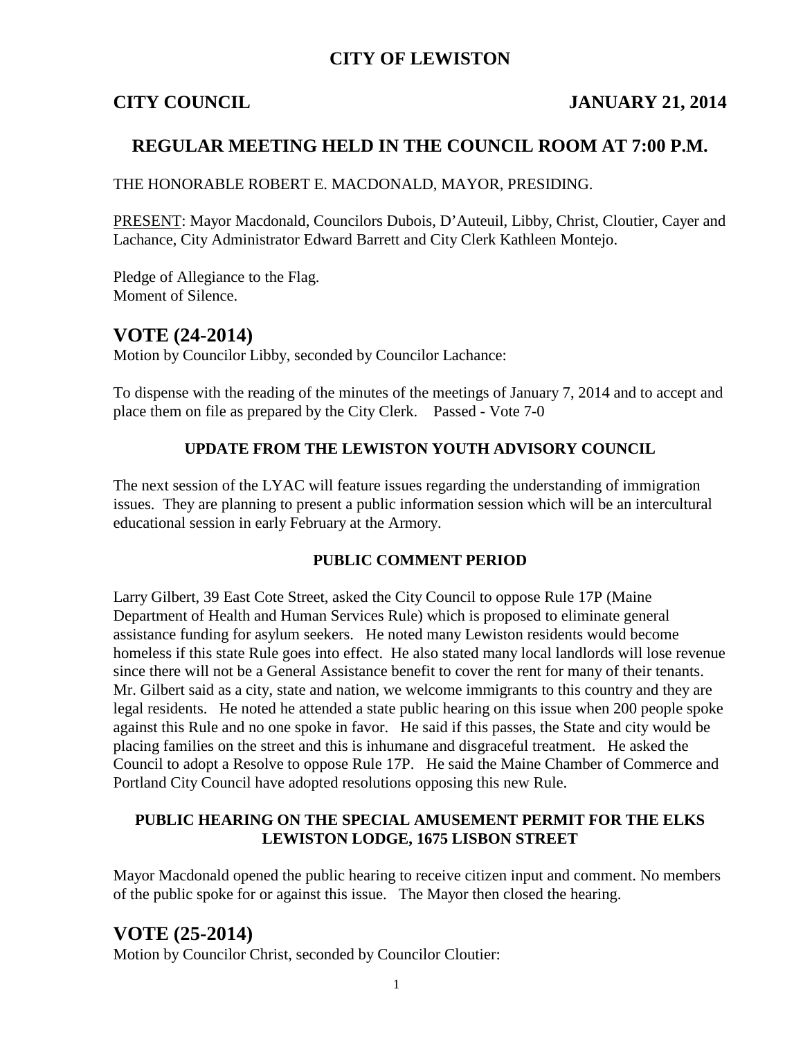# CITY OF LEWISTON

**CITY COUNCIL** **JANUARY 21, 2014**

## REGULAR MEETING HELD IN THE COUNCIL ROOM AT 7:00 P.M.

THE HONORABLE ROBERT E. MACDONALD, MAYOR, PRESIDING.

PRESENT: Mayor Macdonald, Councilors Dubois, D'Auteuil, Libby, Christ, Cloutier, Cayer and Lachance, City Administrator Edward Barrett and City Clerk Kathleen Montejo.

Pledge of Allegiance to the Flag.
Moment of Silence.

## VOTE (24-2014)

Motion by Councilor Libby, seconded by Councilor Lachance:

To dispense with the reading of the minutes of the meetings of January 7, 2014 and to accept and place them on file as prepared by the City Clerk. Passed - Vote 7-0

### UPDATE FROM THE LEWISTON YOUTH ADVISORY COUNCIL

The next session of the LYAC will feature issues regarding the understanding of immigration issues. They are planning to present a public information session which will be an intercultural educational session in early February at the Armory.

### PUBLIC COMMENT PERIOD

Larry Gilbert, 39 East Cote Street, asked the City Council to oppose Rule 17P (Maine Department of Health and Human Services Rule) which is proposed to eliminate general assistance funding for asylum seekers. He noted many Lewiston residents would become homeless if this state Rule goes into effect. He also stated many local landlords will lose revenue since there will not be a General Assistance benefit to cover the rent for many of their tenants. Mr. Gilbert said as a city, state and nation, we welcome immigrants to this country and they are legal residents. He noted he attended a state public hearing on this issue when 200 people spoke against this Rule and no one spoke in favor. He said if this passes, the State and city would be placing families on the street and this is inhumane and disgraceful treatment. He asked the Council to adopt a Resolve to oppose Rule 17P. He said the Maine Chamber of Commerce and Portland City Council have adopted resolutions opposing this new Rule.

### PUBLIC HEARING ON THE SPECIAL AMUSEMENT PERMIT FOR THE ELKS LEWISTON LODGE, 1675 LISBON STREET

Mayor Macdonald opened the public hearing to receive citizen input and comment. No members of the public spoke for or against this issue. The Mayor then closed the hearing.

## VOTE (25-2014)

Motion by Councilor Christ, seconded by Councilor Cloutier: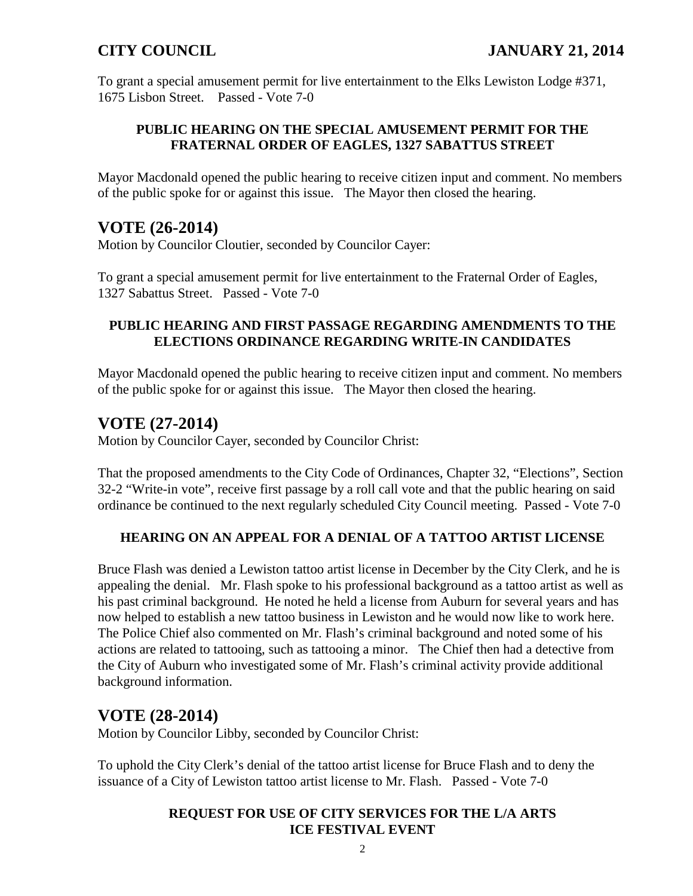To grant a special amusement permit for live entertainment to the Elks Lewiston Lodge #371, 1675 Lisbon Street. Passed - Vote 7-0

**PUBLIC HEARING ON THE SPECIAL AMUSEMENT PERMIT FOR THE FRATERNAL ORDER OF EAGLES, 1327 SABATTUS STREET**

Mayor Macdonald opened the public hearing to receive citizen input and comment. No members of the public spoke for or against this issue. The Mayor then closed the hearing.

## VOTE (26-2014)

Motion by Councilor Cloutier, seconded by Councilor Cayer:

To grant a special amusement permit for live entertainment to the Fraternal Order of Eagles, 1327 Sabattus Street. Passed - Vote 7-0

**PUBLIC HEARING AND FIRST PASSAGE REGARDING AMENDMENTS TO THE ELECTIONS ORDINANCE REGARDING WRITE-IN CANDIDATES**

Mayor Macdonald opened the public hearing to receive citizen input and comment. No members of the public spoke for or against this issue. The Mayor then closed the hearing.

## VOTE (27-2014)

Motion by Councilor Cayer, seconded by Councilor Christ:

That the proposed amendments to the City Code of Ordinances, Chapter 32, "Elections", Section 32-2 "Write-in vote", receive first passage by a roll call vote and that the public hearing on said ordinance be continued to the next regularly scheduled City Council meeting. Passed - Vote 7-0

**HEARING ON AN APPEAL FOR A DENIAL OF A TATTOO ARTIST LICENSE**

Bruce Flash was denied a Lewiston tattoo artist license in December by the City Clerk, and he is appealing the denial. Mr. Flash spoke to his professional background as a tattoo artist as well as his past criminal background. He noted he held a license from Auburn for several years and has now helped to establish a new tattoo business in Lewiston and he would now like to work here. The Police Chief also commented on Mr. Flash's criminal background and noted some of his actions are related to tattooing, such as tattooing a minor. The Chief then had a detective from the City of Auburn who investigated some of Mr. Flash's criminal activity provide additional background information.

## VOTE (28-2014)

Motion by Councilor Libby, seconded by Councilor Christ:

To uphold the City Clerk's denial of the tattoo artist license for Bruce Flash and to deny the issuance of a City of Lewiston tattoo artist license to Mr. Flash. Passed - Vote 7-0

**REQUEST FOR USE OF CITY SERVICES FOR THE L/A ARTS ICE FESTIVAL EVENT**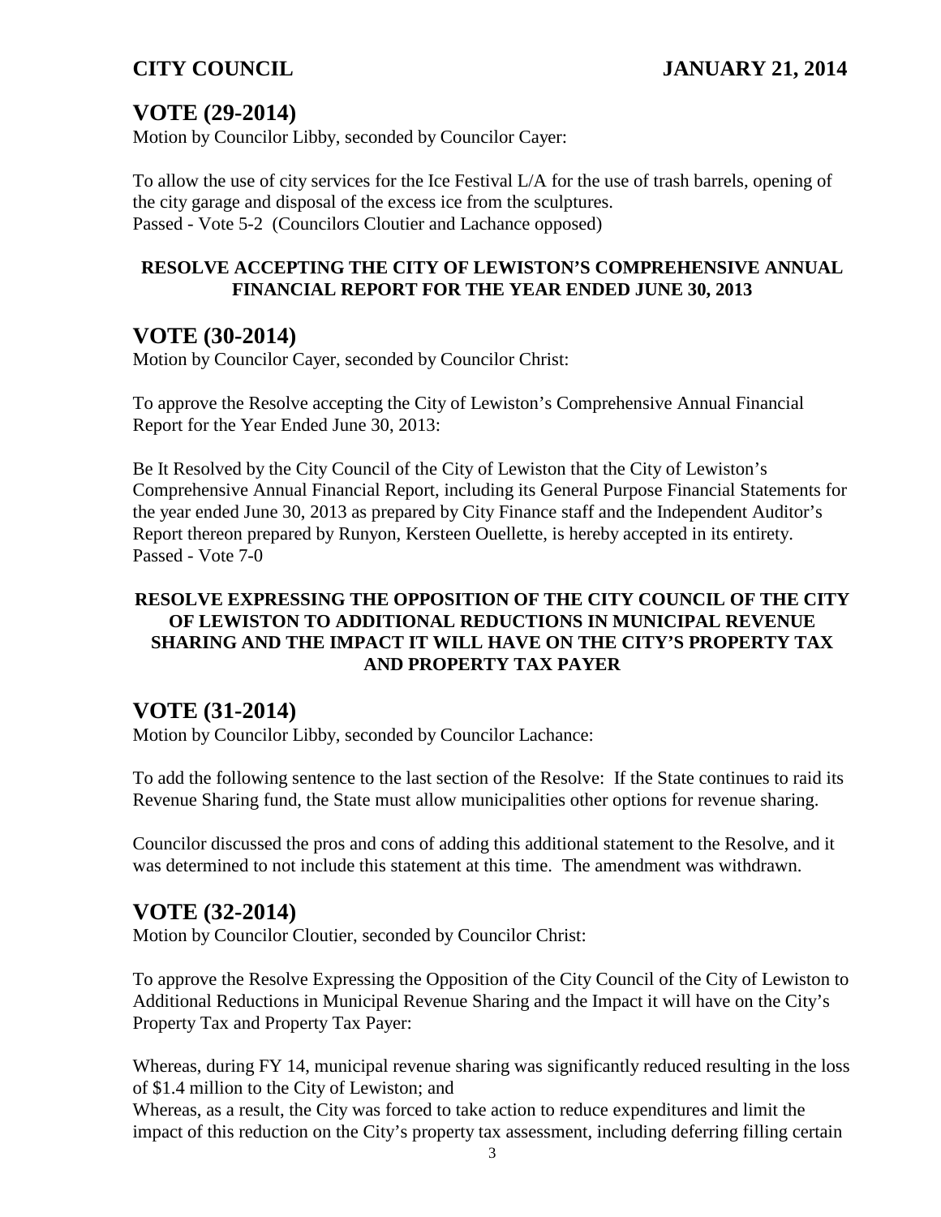## VOTE (29-2014)

Motion by Councilor Libby, seconded by Councilor Cayer:

To allow the use of city services for the Ice Festival L/A for the use of trash barrels, opening of the city garage and disposal of the excess ice from the sculptures.
Passed - Vote 5-2 (Councilors Cloutier and Lachance opposed)

**RESOLVE ACCEPTING THE CITY OF LEWISTON'S COMPREHENSIVE ANNUAL FINANCIAL REPORT FOR THE YEAR ENDED JUNE 30, 2013**

## VOTE (30-2014)

Motion by Councilor Cayer, seconded by Councilor Christ:

To approve the Resolve accepting the City of Lewiston's Comprehensive Annual Financial Report for the Year Ended June 30, 2013:

Be It Resolved by the City Council of the City of Lewiston that the City of Lewiston's Comprehensive Annual Financial Report, including its General Purpose Financial Statements for the year ended June 30, 2013 as prepared by City Finance staff and the Independent Auditor's Report thereon prepared by Runyon, Kersteen Ouellette, is hereby accepted in its entirety.
Passed - Vote 7-0

**RESOLVE EXPRESSING THE OPPOSITION OF THE CITY COUNCIL OF THE CITY OF LEWISTON TO ADDITIONAL REDUCTIONS IN MUNICIPAL REVENUE SHARING AND THE IMPACT IT WILL HAVE ON THE CITY'S PROPERTY TAX AND PROPERTY TAX PAYER**

## VOTE (31-2014)

Motion by Councilor Libby, seconded by Councilor Lachance:

To add the following sentence to the last section of the Resolve: If the State continues to raid its Revenue Sharing fund, the State must allow municipalities other options for revenue sharing.

Councilor discussed the pros and cons of adding this additional statement to the Resolve, and it was determined to not include this statement at this time. The amendment was withdrawn.

## VOTE (32-2014)

Motion by Councilor Cloutier, seconded by Councilor Christ:

To approve the Resolve Expressing the Opposition of the City Council of the City of Lewiston to Additional Reductions in Municipal Revenue Sharing and the Impact it will have on the City's Property Tax and Property Tax Payer:

Whereas, during FY 14, municipal revenue sharing was significantly reduced resulting in the loss of $1.4 million to the City of Lewiston; and
Whereas, as a result, the City was forced to take action to reduce expenditures and limit the impact of this reduction on the City's property tax assessment, including deferring filling certain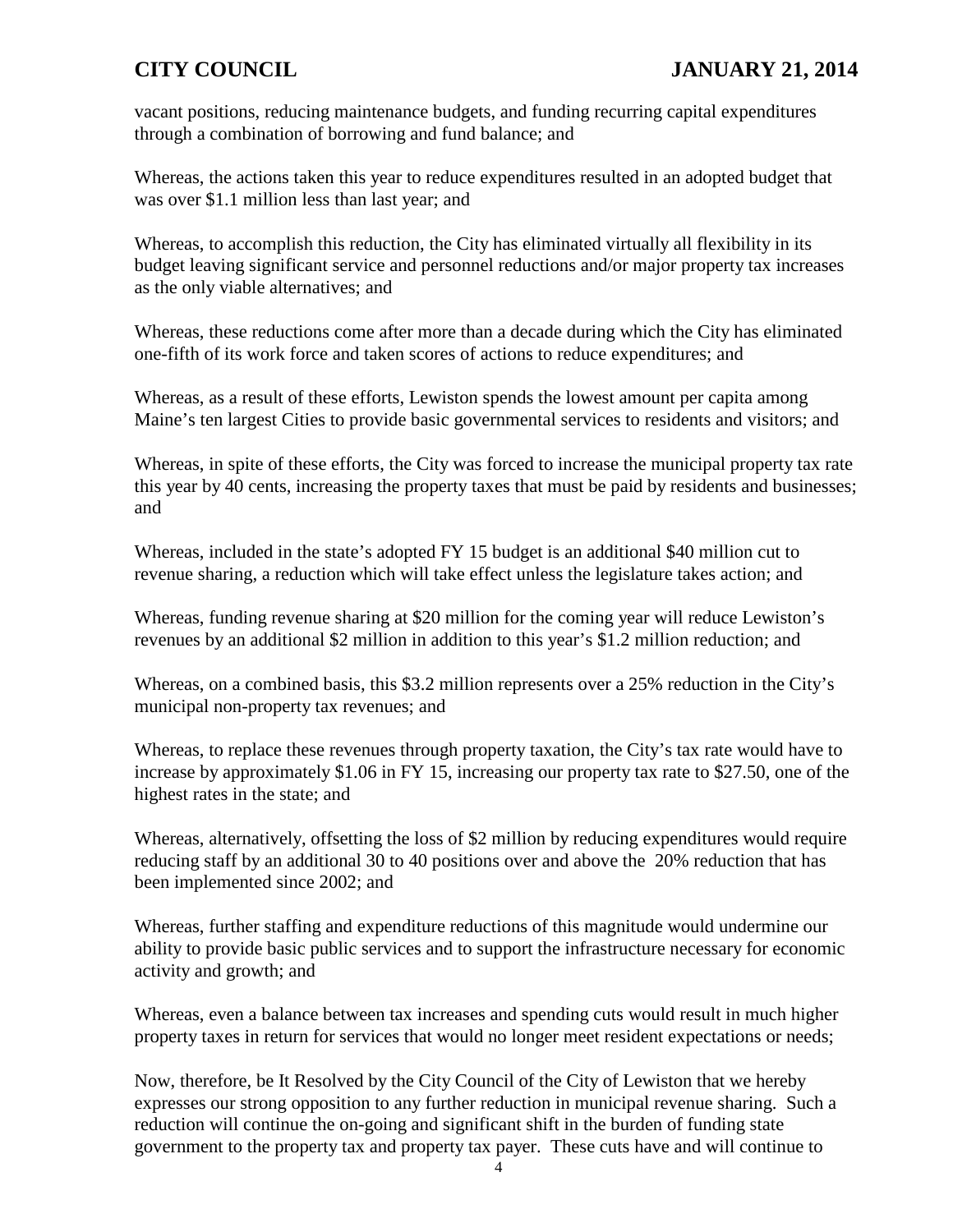vacant positions, reducing maintenance budgets, and funding recurring capital expenditures through a combination of borrowing and fund balance; and

Whereas, the actions taken this year to reduce expenditures resulted in an adopted budget that was over $1.1 million less than last year; and

Whereas, to accomplish this reduction, the City has eliminated virtually all flexibility in its budget leaving significant service and personnel reductions and/or major property tax increases as the only viable alternatives; and

Whereas, these reductions come after more than a decade during which the City has eliminated one-fifth of its work force and taken scores of actions to reduce expenditures; and

Whereas, as a result of these efforts, Lewiston spends the lowest amount per capita among Maine's ten largest Cities to provide basic governmental services to residents and visitors; and

Whereas, in spite of these efforts, the City was forced to increase the municipal property tax rate this year by 40 cents, increasing the property taxes that must be paid by residents and businesses; and

Whereas, included in the state's adopted FY 15 budget is an additional $40 million cut to revenue sharing, a reduction which will take effect unless the legislature takes action; and

Whereas, funding revenue sharing at $20 million for the coming year will reduce Lewiston's revenues by an additional $2 million in addition to this year's $1.2 million reduction; and

Whereas, on a combined basis, this $3.2 million represents over a 25% reduction in the City's municipal non-property tax revenues; and

Whereas, to replace these revenues through property taxation, the City's tax rate would have to increase by approximately $1.06 in FY 15, increasing our property tax rate to $27.50, one of the highest rates in the state; and

Whereas, alternatively, offsetting the loss of $2 million by reducing expenditures would require reducing staff by an additional 30 to 40 positions over and above the 20% reduction that has been implemented since 2002; and

Whereas, further staffing and expenditure reductions of this magnitude would undermine our ability to provide basic public services and to support the infrastructure necessary for economic activity and growth; and

Whereas, even a balance between tax increases and spending cuts would result in much higher property taxes in return for services that would no longer meet resident expectations or needs;

Now, therefore, be It Resolved by the City Council of the City of Lewiston that we hereby expresses our strong opposition to any further reduction in municipal revenue sharing. Such a reduction will continue the on-going and significant shift in the burden of funding state government to the property tax and property tax payer. These cuts have and will continue to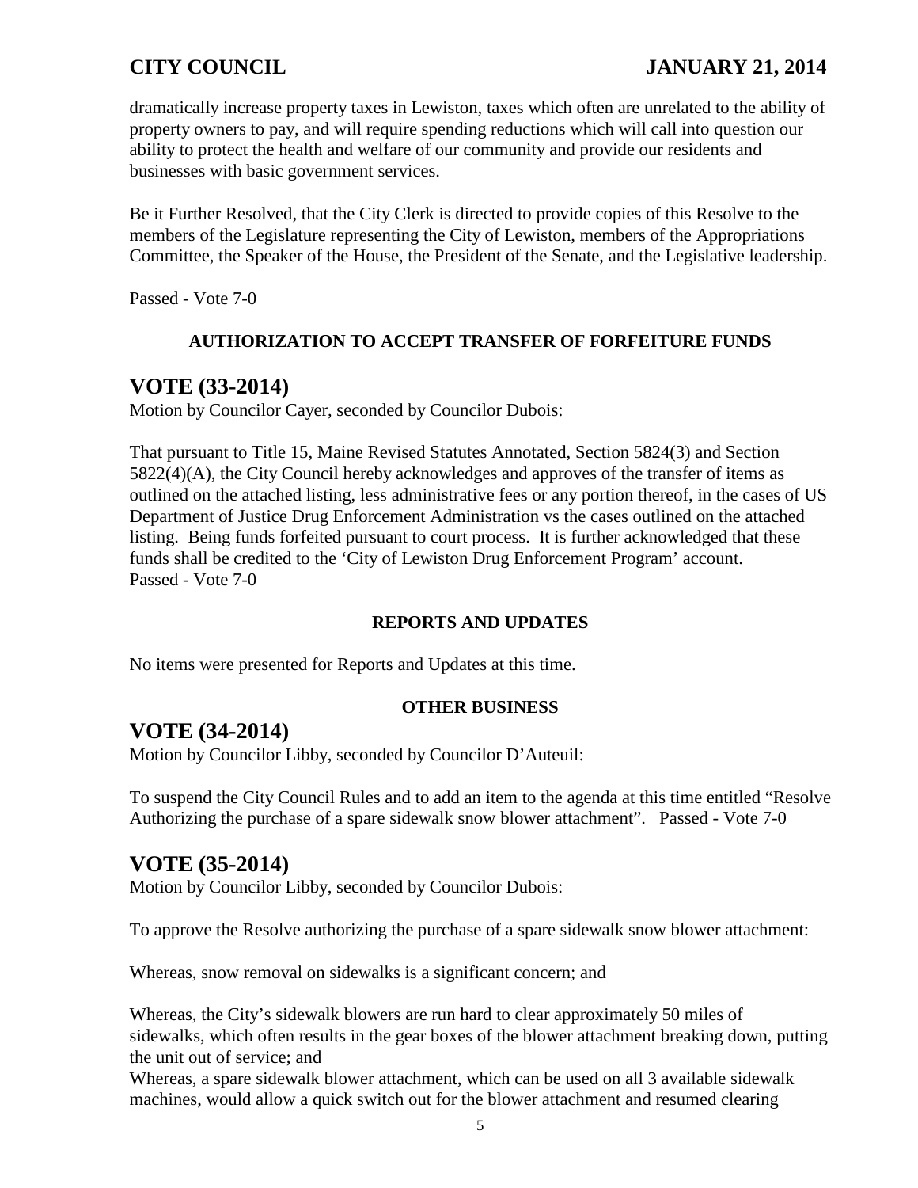dramatically increase property taxes in Lewiston, taxes which often are unrelated to the ability of property owners to pay, and will require spending reductions which will call into question our ability to protect the health and welfare of our community and provide our residents and businesses with basic government services.

Be it Further Resolved, that the City Clerk is directed to provide copies of this Resolve to the members of the Legislature representing the City of Lewiston, members of the Appropriations Committee, the Speaker of the House, the President of the Senate, and the Legislative leadership.

Passed - Vote 7-0

**AUTHORIZATION TO ACCEPT TRANSFER OF FORFEITURE FUNDS**

# VOTE (33-2014)

Motion by Councilor Cayer, seconded by Councilor Dubois:

That pursuant to Title 15, Maine Revised Statutes Annotated, Section 5824(3) and Section 5822(4)(A), the City Council hereby acknowledges and approves of the transfer of items as outlined on the attached listing, less administrative fees or any portion thereof, in the cases of US Department of Justice Drug Enforcement Administration vs the cases outlined on the attached listing. Being funds forfeited pursuant to court process. It is further acknowledged that these funds shall be credited to the 'City of Lewiston Drug Enforcement Program' account.
Passed - Vote 7-0

**REPORTS AND UPDATES**

No items were presented for Reports and Updates at this time.

**OTHER BUSINESS**

# VOTE (34-2014)

Motion by Councilor Libby, seconded by Councilor D'Auteuil:

To suspend the City Council Rules and to add an item to the agenda at this time entitled "Resolve Authorizing the purchase of a spare sidewalk snow blower attachment". Passed - Vote 7-0

# VOTE (35-2014)

Motion by Councilor Libby, seconded by Councilor Dubois:

To approve the Resolve authorizing the purchase of a spare sidewalk snow blower attachment:

Whereas, snow removal on sidewalks is a significant concern; and

Whereas, the City's sidewalk blowers are run hard to clear approximately 50 miles of sidewalks, which often results in the gear boxes of the blower attachment breaking down, putting the unit out of service; and

Whereas, a spare sidewalk blower attachment, which can be used on all 3 available sidewalk machines, would allow a quick switch out for the blower attachment and resumed clearing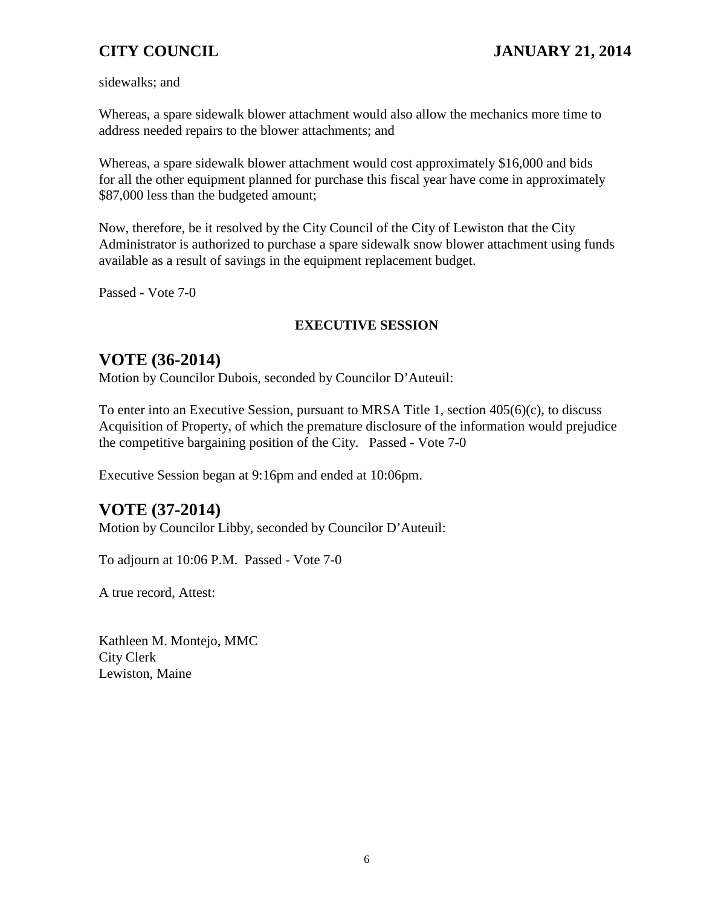sidewalks; and

Whereas, a spare sidewalk blower attachment would also allow the mechanics more time to address needed repairs to the blower attachments; and

Whereas, a spare sidewalk blower attachment would cost approximately $16,000 and bids for all the other equipment planned for purchase this fiscal year have come in approximately $87,000 less than the budgeted amount;

Now, therefore, be it resolved by the City Council of the City of Lewiston that the City Administrator is authorized to purchase a spare sidewalk snow blower attachment using funds available as a result of savings in the equipment replacement budget.

Passed - Vote 7-0

**EXECUTIVE SESSION**

## VOTE (36-2014)

Motion by Councilor Dubois, seconded by Councilor D'Auteuil:

To enter into an Executive Session, pursuant to MRSA Title 1, section 405(6)(c), to discuss Acquisition of Property, of which the premature disclosure of the information would prejudice the competitive bargaining position of the City.   Passed - Vote 7-0

Executive Session began at 9:16pm and ended at 10:06pm.

## VOTE (37-2014)

Motion by Councilor Libby, seconded by Councilor D'Auteuil:

To adjourn at 10:06 P.M.  Passed - Vote 7-0

A true record, Attest:

Kathleen M. Montejo, MMC
City Clerk
Lewiston, Maine